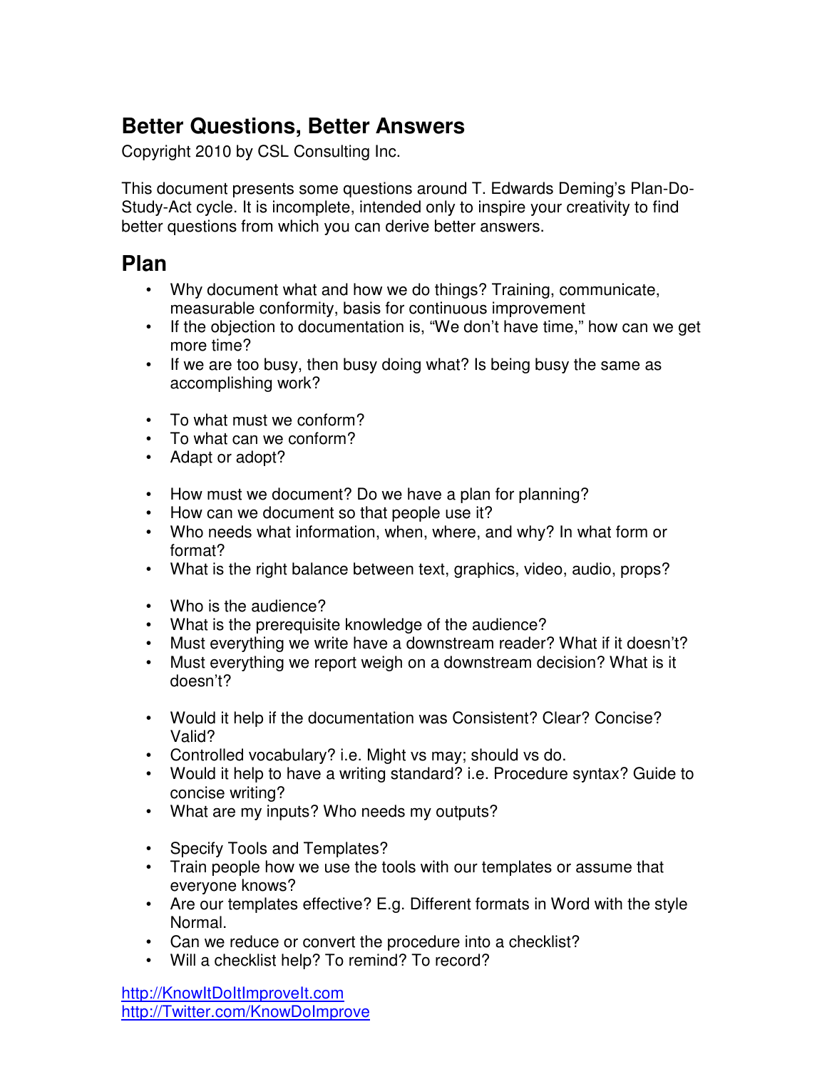# Better Questions, Better Answers

Copyright 2010 by CSL Consulting Inc.

This document presents some questions around T. Edwards Deming's Plan-Do-Study-Act cycle. It is incomplete, intended only to inspire your creativity to find better questions from which you can derive better answers.

## Plan

- Why document what and how we do things? Training, communicate, measurable conformity, basis for continuous improvement
- If the objection to documentation is, "We don't have time," how can we get more time?
- If we are too busy, then busy doing what? Is being busy the same as accomplishing work?

- To what must we conform?
- To what can we conform?
- Adapt or adopt?

- How must we document? Do we have a plan for planning?
- How can we document so that people use it?
- Who needs what information, when, where, and why? In what form or format?
- What is the right balance between text, graphics, video, audio, props?

- Who is the audience?
- What is the prerequisite knowledge of the audience?
- Must everything we write have a downstream reader? What if it doesn't?
- Must everything we report weigh on a downstream decision? What is it doesn't?

- Would it help if the documentation was Consistent? Clear? Concise? Valid?
- Controlled vocabulary? i.e. Might vs may; should vs do.
- Would it help to have a writing standard? i.e. Procedure syntax? Guide to concise writing?
- What are my inputs? Who needs my outputs?

- Specify Tools and Templates?
- Train people how we use the tools with our templates or assume that everyone knows?
- Are our templates effective? E.g. Different formats in Word with the style Normal.
- Can we reduce or convert the procedure into a checklist?
- Will a checklist help? To remind? To record?

http://KnowItDoItImproveIt.com
http://Twitter.com/KnowDoImprove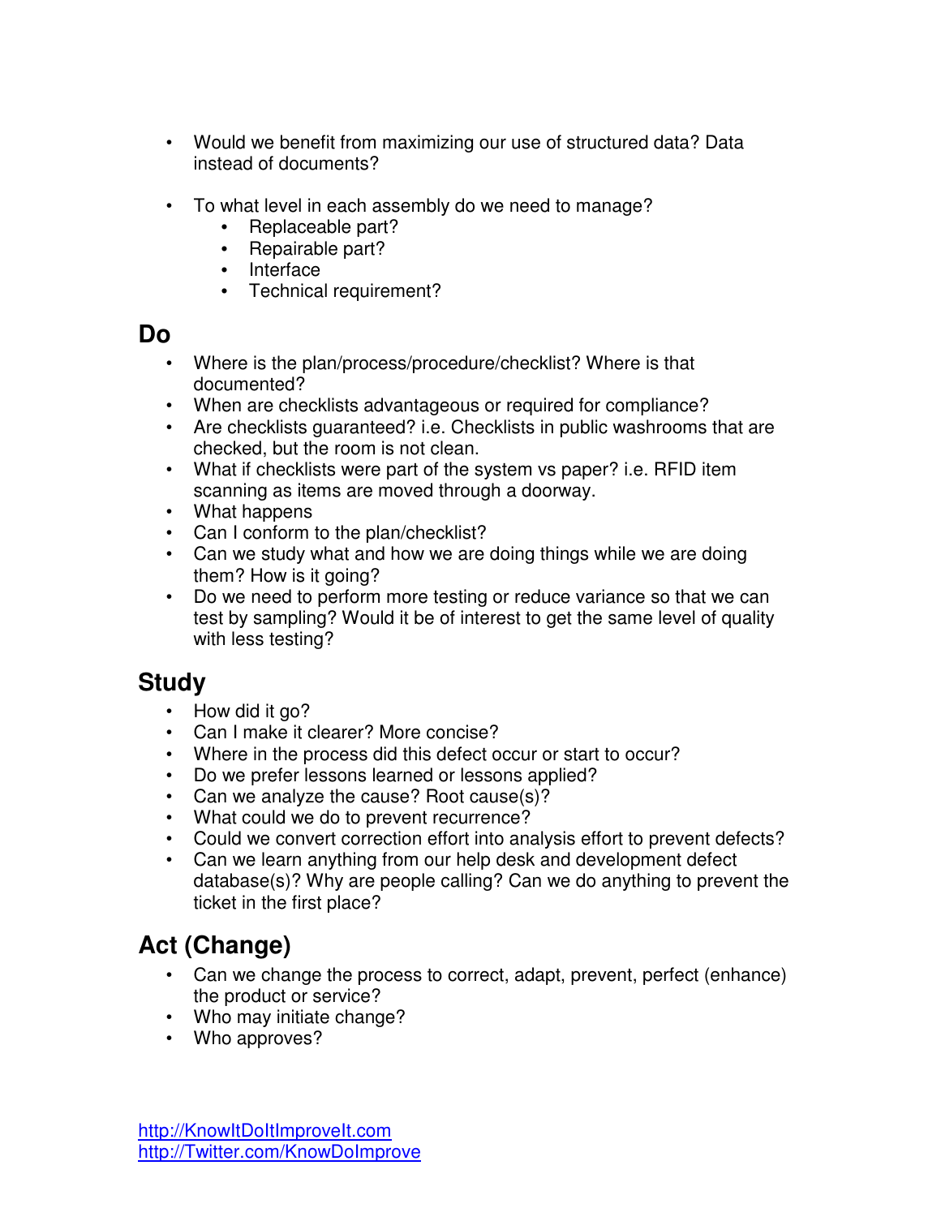- Would we benefit from maximizing our use of structured data? Data instead of documents?

- To what level in each assembly do we need to manage?
    - Replaceable part?
    - Repairable part?
    - Interface
    - Technical requirement?

## Do

- Where is the plan/process/procedure/checklist? Where is that documented?
- When are checklists advantageous or required for compliance?
- Are checklists guaranteed? i.e. Checklists in public washrooms that are checked, but the room is not clean.
- What if checklists were part of the system vs paper? i.e. RFID item scanning as items are moved through a doorway.
- What happens
- Can I conform to the plan/checklist?
- Can we study what and how we are doing things while we are doing them? How is it going?
- Do we need to perform more testing or reduce variance so that we can test by sampling? Would it be of interest to get the same level of quality with less testing?

## Study

- How did it go?
- Can I make it clearer? More concise?
- Where in the process did this defect occur or start to occur?
- Do we prefer lessons learned or lessons applied?
- Can we analyze the cause? Root cause(s)?
- What could we do to prevent recurrence?
- Could we convert correction effort into analysis effort to prevent defects?
- Can we learn anything from our help desk and development defect database(s)? Why are people calling? Can we do anything to prevent the ticket in the first place?

## Act (Change)

- Can we change the process to correct, adapt, prevent, perfect (enhance) the product or service?
- Who may initiate change?
- Who approves?

http://KnowItDoItImproveIt.com
http://Twitter.com/KnowDoImprove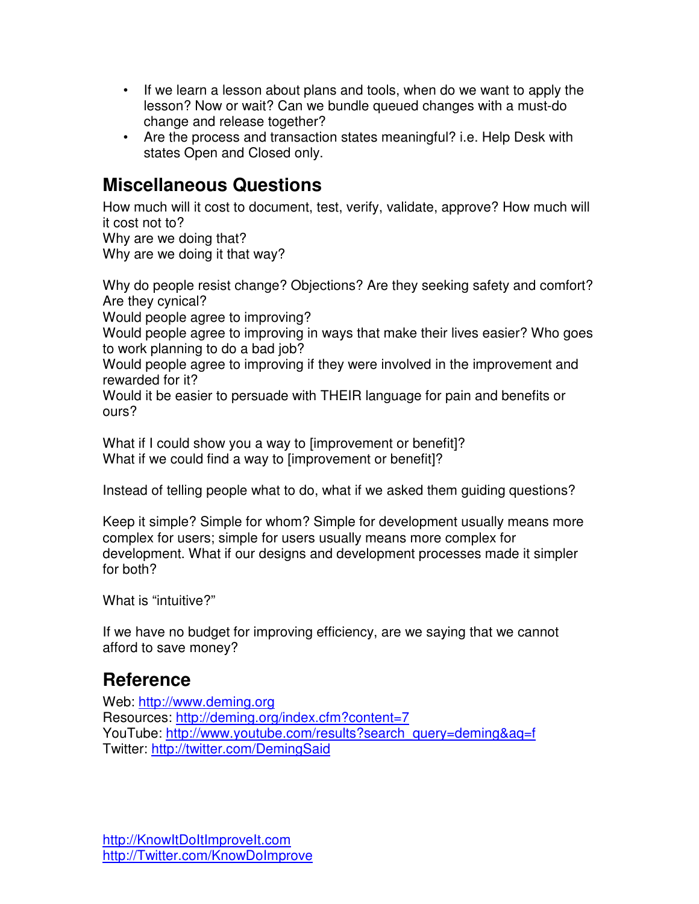- If we learn a lesson about plans and tools, when do we want to apply the lesson? Now or wait? Can we bundle queued changes with a must-do change and release together?
- Are the process and transaction states meaningful? i.e. Help Desk with states Open and Closed only.

## Miscellaneous Questions

How much will it cost to document, test, verify, validate, approve? How much will it cost not to?
Why are we doing that?
Why are we doing it that way?

Why do people resist change? Objections? Are they seeking safety and comfort? Are they cynical?
Would people agree to improving?
Would people agree to improving in ways that make their lives easier? Who goes to work planning to do a bad job?
Would people agree to improving if they were involved in the improvement and rewarded for it?
Would it be easier to persuade with THEIR language for pain and benefits or ours?

What if I could show you a way to [improvement or benefit]?
What if we could find a way to [improvement or benefit]?

Instead of telling people what to do, what if we asked them guiding questions?

Keep it simple? Simple for whom? Simple for development usually means more complex for users; simple for users usually means more complex for development. What if our designs and development processes made it simpler for both?

What is "intuitive?"

If we have no budget for improving efficiency, are we saying that we cannot afford to save money?

## Reference

Web: http://www.deming.org
Resources: http://deming.org/index.cfm?content=7
YouTube: http://www.youtube.com/results?search_query=deming&aq=f
Twitter: http://twitter.com/DemingSaid

http://KnowItDoItImproveIt.com
http://Twitter.com/KnowDoImprove